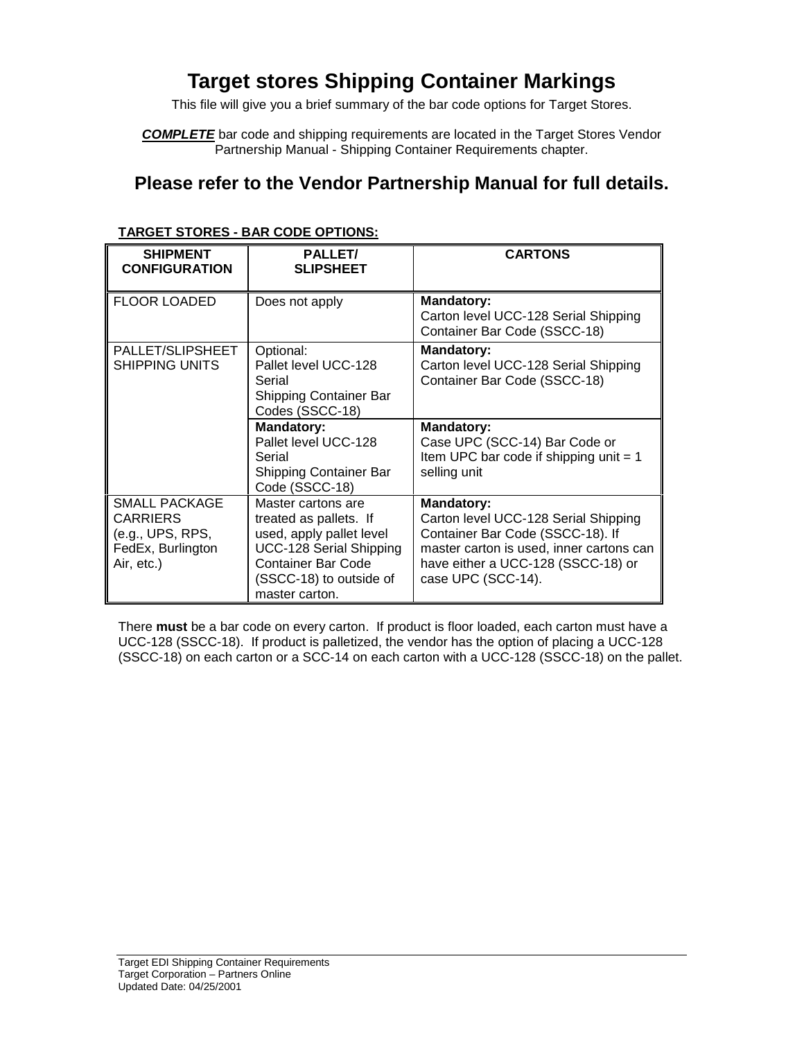# Target stores Shipping Container Markings

This file will give you a brief summary of the bar code options for Target Stores.

***COMPLETE*** bar code and shipping requirements are located in the Target Stores Vendor Partnership Manual - Shipping Container Requirements chapter.

## Please refer to the Vendor Partnership Manual for full details.

**TARGET STORES - BAR CODE OPTIONS:**

| SHIPMENT CONFIGURATION | PALLET/ SLIPSHEET | CARTONS |
|---|---|---|
| FLOOR LOADED | Does not apply | **Mandatory:** Carton level UCC-128 Serial Shipping Container Bar Code (SSCC-18) |
| PALLET/SLIPSHEET SHIPPING UNITS | Optional: Pallet level UCC-128 Serial Shipping Container Bar Codes (SSCC-18) | **Mandatory:** Carton level UCC-128 Serial Shipping Container Bar Code (SSCC-18) |
| | **Mandatory:** Pallet level UCC-128 Serial Shipping Container Bar Code (SSCC-18) | **Mandatory:** Case UPC (SCC-14) Bar Code or Item UPC bar code if shipping unit = 1 selling unit |
| SMALL PACKAGE CARRIERS (e.g., UPS, RPS, FedEx, Burlington Air, etc.) | Master cartons are treated as pallets. If used, apply pallet level UCC-128 Serial Shipping Container Bar Code (SSCC-18) to outside of master carton. | **Mandatory:** Carton level UCC-128 Serial Shipping Container Bar Code (SSCC-18). If master carton is used, inner cartons can have either a UCC-128 (SSCC-18) or case UPC (SCC-14). |

There **must** be a bar code on every carton. If product is floor loaded, each carton must have a UCC-128 (SSCC-18). If product is palletized, the vendor has the option of placing a UCC-128 (SSCC-18) on each carton or a SCC-14 on each carton with a UCC-128 (SSCC-18) on the pallet.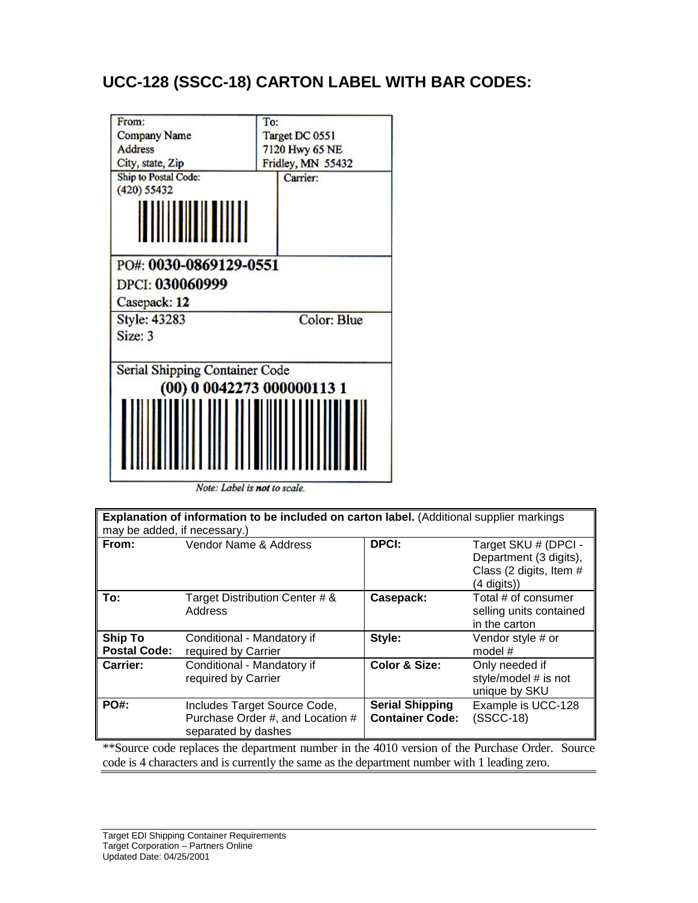## UCC-128 (SSCC-18) CARTON LABEL WITH BAR CODES:

| From: Company Name Address City, state, Zip | To: Target DC 0551 7120 Hwy 65 NE Fridley, MN 55432 |
|---|---|
| Ship to Postal Code: (420) 55432 | Carrier: |

PO#: **0030-0869129-0551**

DPCI: **030060999**

Casepack: **12**

Style: 43283　　Color: Blue

Size: 3

Serial Shipping Container Code

**(00) 0 0042273 000000113 1**

*Note: Label is **not** to scale.*

**Explanation of information to be included on carton label.** (Additional supplier markings may be added, if necessary.)

| | | | |
|---|---|---|---|
| **From:** | Vendor Name & Address | **DPCI:** | Target SKU # (DPCI - Department (3 digits), Class (2 digits, Item # (4 digits)) |
| **To:** | Target Distribution Center # & Address | **Casepack:** | Total # of consumer selling units contained in the carton |
| **Ship To Postal Code:** | Conditional - Mandatory if required by Carrier | **Style:** | Vendor style # or model # |
| **Carrier:** | Conditional - Mandatory if required by Carrier | **Color & Size:** | Only needed if style/model # is not unique by SKU |
| **PO#:** | Includes Target Source Code, Purchase Order #, and Location # separated by dashes | **Serial Shipping Container Code:** | Example is UCC-128 (SSCC-18) |

**Source code replaces the department number in the 4010 version of the Purchase Order. Source code is 4 characters and is currently the same as the department number with 1 leading zero.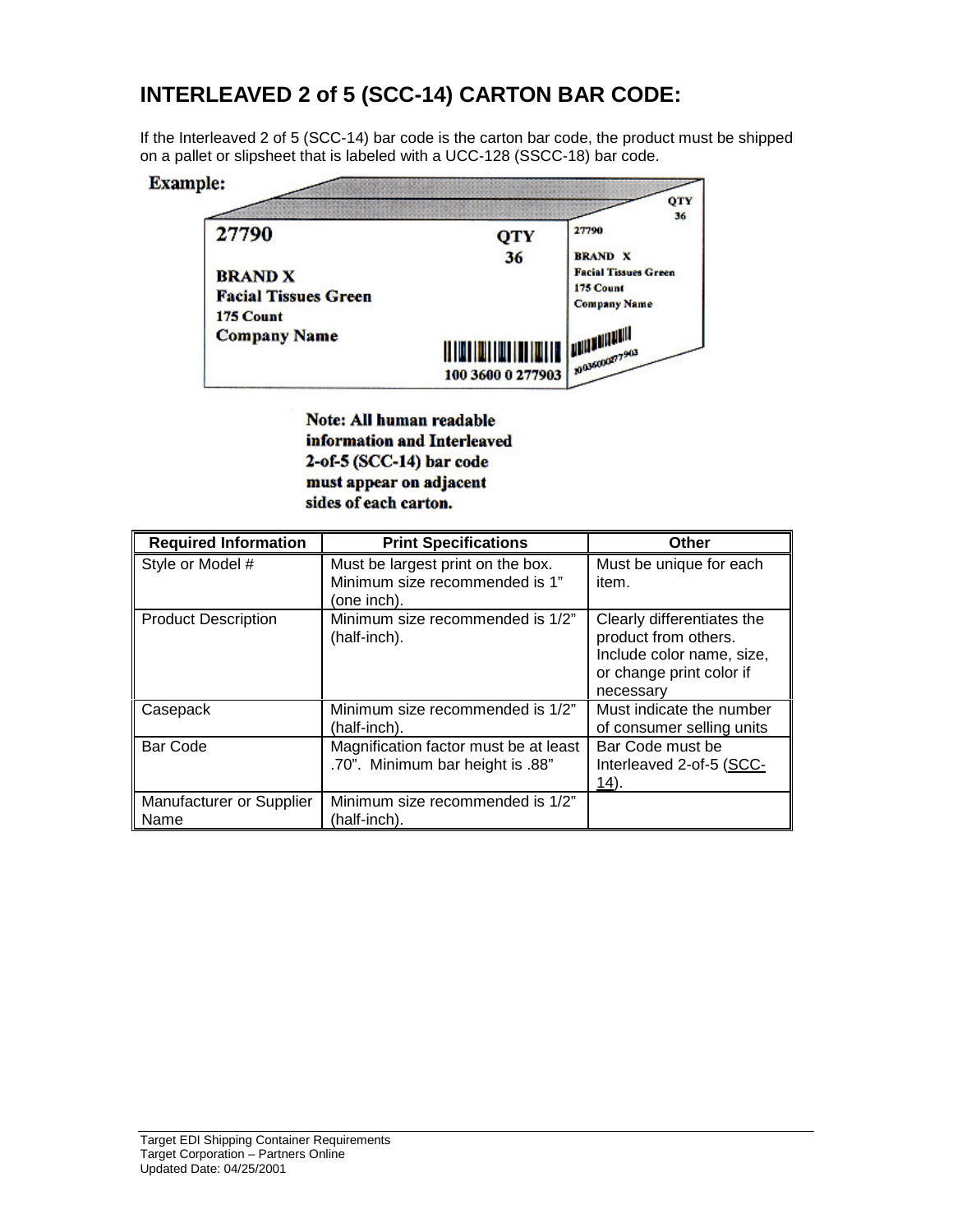## INTERLEAVED 2 of 5 (SCC-14) CARTON BAR CODE:

If the Interleaved 2 of 5 (SCC-14) bar code is the carton bar code, the product must be shipped on a pallet or slipsheet that is labeled with a UCC-128 (SSCC-18) bar code.

**Example:**

27790

QTY 36

**BRAND X**
**Facial Tissues Green**
**175 Count**
**Company Name**

100 3600 0 277903

**Note: All human readable information and Interleaved 2-of-5 (SCC-14) bar code must appear on adjacent sides of each carton.**

| Required Information | Print Specifications | Other |
|---|---|---|
| Style or Model # | Must be largest print on the box. Minimum size recommended is 1" (one inch). | Must be unique for each item. |
| Product Description | Minimum size recommended is 1/2" (half-inch). | Clearly differentiates the product from others. Include color name, size, or change print color if necessary |
| Casepack | Minimum size recommended is 1/2" (half-inch). | Must indicate the number of consumer selling units |
| Bar Code | Magnification factor must be at least .70". Minimum bar height is .88" | Bar Code must be Interleaved 2-of-5 (SCC-14). |
| Manufacturer or Supplier Name | Minimum size recommended is 1/2" (half-inch). | |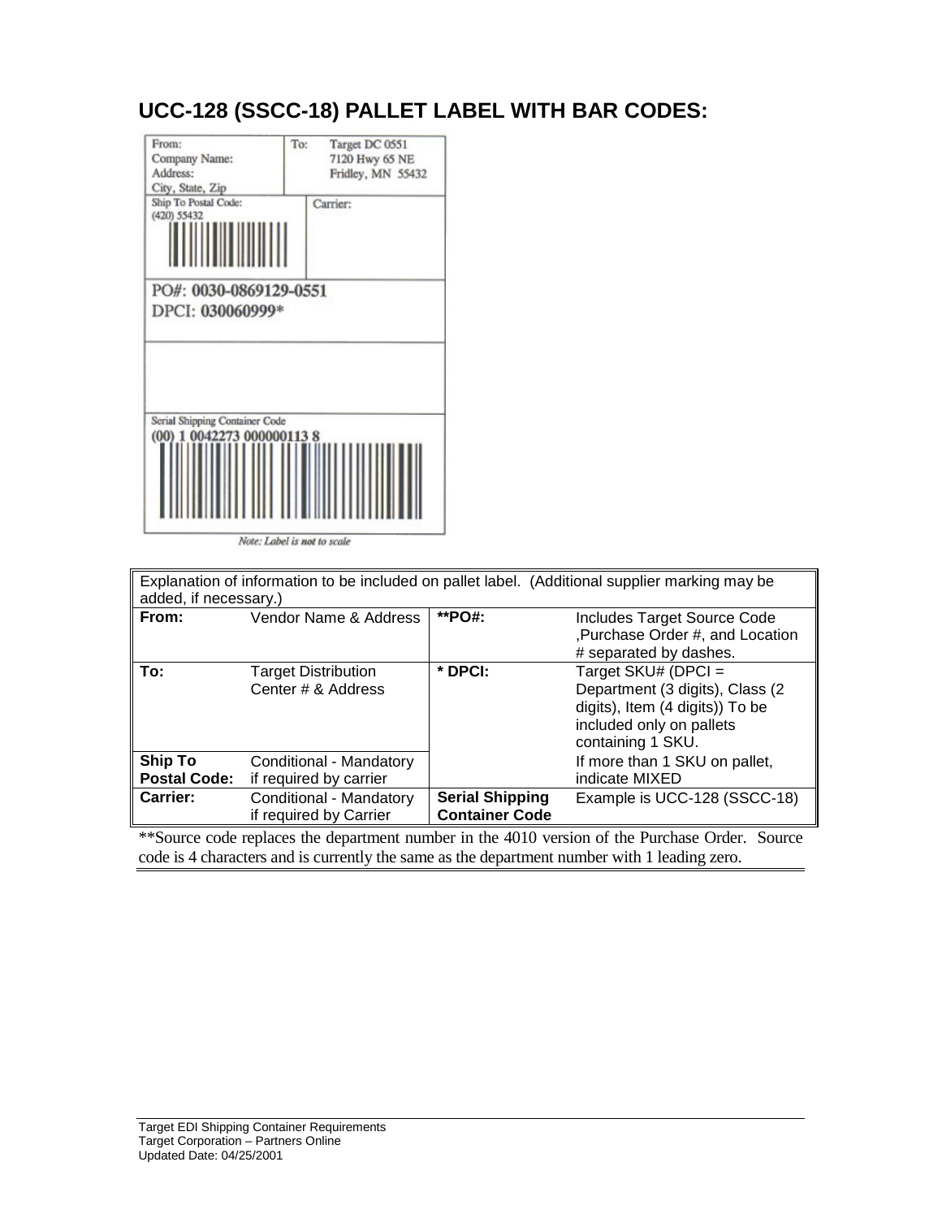## UCC-128 (SSCC-18) PALLET LABEL WITH BAR CODES:

From:
Company Name:
Address:
City, State, Zip

To: Target DC 0551
7120 Hwy 65 NE
Fridley, MN 55432

Ship To Postal Code:
(420) 55432

Carrier:

PO#: 0030-0869129-0551
DPCI: 030060999*

Serial Shipping Container Code
(00) 1 0042273 000000113 8

*Note: Label is not to scale*

| Explanation of information to be included on pallet label. (Additional supplier marking may be added, if necessary.) | | | |
|---|---|---|---|
| **From:** | Vendor Name & Address | **\*\*PO#:** | Includes Target Source Code ,Purchase Order #, and Location # separated by dashes. |
| **To:** | Target Distribution Center # & Address | **\* DPCI:** | Target SKU# (DPCI = Department (3 digits), Class (2 digits), Item (4 digits)) To be included only on pallets containing 1 SKU. |
| **Ship To Postal Code:** | Conditional - Mandatory if required by carrier | | If more than 1 SKU on pallet, indicate MIXED |
| **Carrier:** | Conditional - Mandatory if required by Carrier | **Serial Shipping Container Code** | Example is UCC-128 (SSCC-18) |

**Source code replaces the department number in the 4010 version of the Purchase Order. Source code is 4 characters and is currently the same as the department number with 1 leading zero.